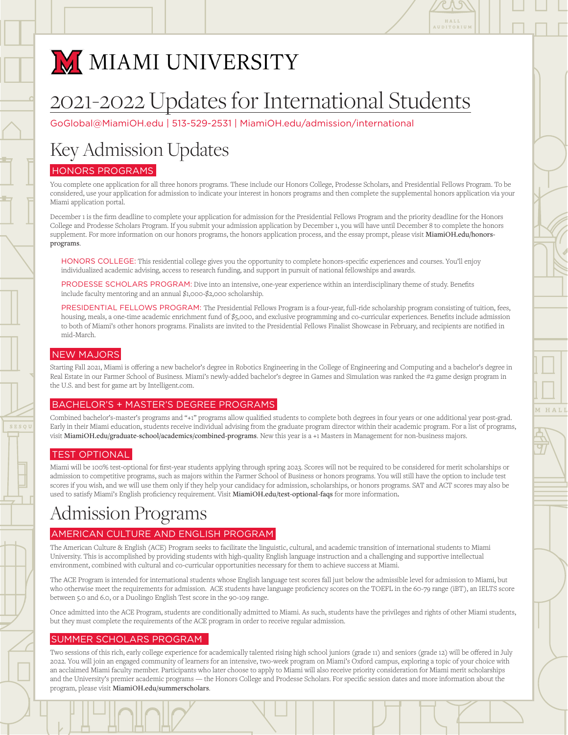# MIAMI UNIVERSITY

# 2021-2022 Updates for International Students

GoGlobal@MiamiOH.edu | 513-529-2531 | MiamiOH.edu/admission/international

## Key Admission Updates

### HONORS PROGRAMS

You complete one application for all three honors programs. These include our Honors College, Prodesse Scholars, and Presidential Fellows Program. To be considered, use your application for admission to indicate your interest in honors programs and then complete the supplemental honors application via your Miami application portal.

December 1 is the firm deadline to complete your application for admission for the Presidential Fellows Program and the priority deadline for the Honors College and Prodesse Scholars Program. If you submit your admission application by December 1, you will have until December 8 to complete the honors supplement. For more information on our honors programs, the honors application process, and the essay prompt, please visit **MiamiOH.edu/honors-programs**.

HONORS COLLEGE: This residential college gives you the opportunity to complete honors-specific experiences and courses. You'll enjoy individualized academic advising, access to research funding, and support in pursuit of national fellowships and awards.

PRODESSE SCHOLARS PROGRAM: Dive into an intensive, one-year experience within an interdisciplinary theme of study. Benefits include faculty mentoring and an annual $1,000-$2,000 scholarship.

PRESIDENTIAL FELLOWS PROGRAM: The Presidential Fellows Program is a four-year, full-ride scholarship program consisting of tuition, fees, housing, meals, a one-time academic enrichment fund of $5,000, and exclusive programming and co-curricular experiences. Benefits include admission to both of Miami's other honors programs. Finalists are invited to the Presidential Fellows Finalist Showcase in February, and recipients are notified in mid-March.

### NEW MAJORS

Starting Fall 2021, Miami is offering a new bachelor's degree in Robotics Engineering in the College of Engineering and Computing and a bachelor's degree in Real Estate in our Farmer School of Business. Miami's newly-added bachelor's degree in Games and Simulation was ranked the #2 game design program in the U.S. and best for game art by Intelligent.com.

### BACHELOR'S + MASTER'S DEGREE PROGRAMS

Combined bachelor's-master's programs and "+1" programs allow qualified students to complete both degrees in four years or one additional year post-grad. Early in their Miami education, students receive individual advising from the graduate program director within their academic program. For a list of programs, visit **MiamiOH.edu/graduate-school/academics/combined-programs**. New this year is a +1 Masters in Management for non-business majors.

### TEST OPTIONAL

Miami will be 100% test-optional for first-year students applying through spring 2023. Scores will not be required to be considered for merit scholarships or admission to competitive programs, such as majors within the Farmer School of Business or honors programs. You will still have the option to include test scores if you wish, and we will use them only if they help your candidacy for admission, scholarships, or honors programs. SAT and ACT scores may also be used to satisfy Miami's English proficiency requirement. Visit **MiamiOH.edu/test-optional-faqs** for more information.

## Admission Programs

### AMERICAN CULTURE AND ENGLISH PROGRAM

The American Culture & English (ACE) Program seeks to facilitate the linguistic, cultural, and academic transition of international students to Miami University. This is accomplished by providing students with high-quality English language instruction and a challenging and supportive intellectual environment, combined with cultural and co-curricular opportunities necessary for them to achieve success at Miami.

The ACE Program is intended for international students whose English language test scores fall just below the admissible level for admission to Miami, but who otherwise meet the requirements for admission. ACE students have language proficiency scores on the TOEFL in the 60-79 range (iBT), an IELTS score between 5.0 and 6.0, or a Duolingo English Test score in the 90-109 range.

Once admitted into the ACE Program, students are conditionally admitted to Miami. As such, students have the privileges and rights of other Miami students, but they must complete the requirements of the ACE program in order to receive regular admission.

### SUMMER SCHOLARS PROGRAM

Two sessions of this rich, early college experience for academically talented rising high school juniors (grade 11) and seniors (grade 12) will be offered in July 2022. You will join an engaged community of learners for an intensive, two-week program on Miami's Oxford campus, exploring a topic of your choice with an acclaimed Miami faculty member. Participants who later choose to apply to Miami will also receive priority consideration for Miami merit scholarships and the University's premier academic programs — the Honors College and Prodesse Scholars. For specific session dates and more information about the program, please visit **MiamiOH.edu/summerscholars**.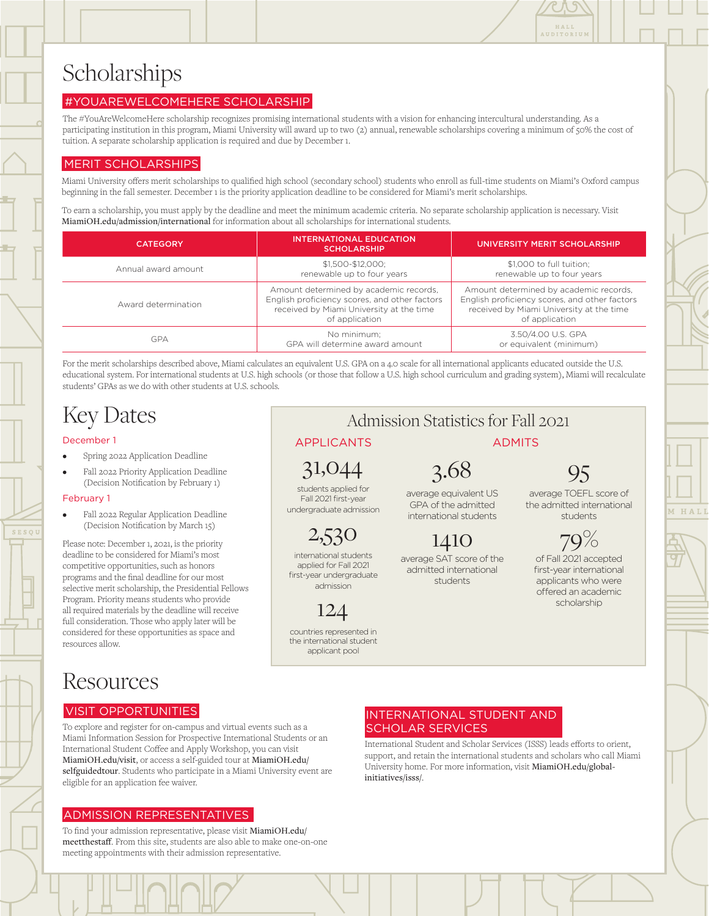# Scholarships

## #YOUAREWELCOMEHERE SCHOLARSHIP

The #YouAreWelcomeHere scholarship recognizes promising international students with a vision for enhancing intercultural understanding. As a participating institution in this program, Miami University will award up to two (2) annual, renewable scholarships covering a minimum of 50% the cost of tuition. A separate scholarship application is required and due by December 1.

## MERIT SCHOLARSHIPS

Miami University offers merit scholarships to qualified high school (secondary school) students who enroll as full-time students on Miami's Oxford campus beginning in the fall semester. December 1 is the priority application deadline to be considered for Miami's merit scholarships.

To earn a scholarship, you must apply by the deadline and meet the minimum academic criteria. No separate scholarship application is necessary. Visit **MiamiOH.edu/admission/international** for information about all scholarships for international students.

| CATEGORY | INTERNATIONAL EDUCATION SCHOLARSHIP | UNIVERSITY MERIT SCHOLARSHIP |
|---|---|---|
| Annual award amount | $1,500-$12,000; renewable up to four years | $1,000 to full tuition; renewable up to four years |
| Award determination | Amount determined by academic records, English proficiency scores, and other factors received by Miami University at the time of application | Amount determined by academic records, English proficiency scores, and other factors received by Miami University at the time of application |
| GPA | No minimum; GPA will determine award amount | 3.50/4.00 U.S. GPA or equivalent (minimum) |

For the merit scholarships described above, Miami calculates an equivalent U.S. GPA on a 4.0 scale for all international applicants educated outside the U.S. educational system. For international students at U.S. high schools (or those that follow a U.S. high school curriculum and grading system), Miami will recalculate students' GPAs as we do with other students at U.S. schools.

# Key Dates

### December 1

- Spring 2022 Application Deadline
- Fall 2022 Priority Application Deadline (Decision Notification by February 1)

### February 1

- Fall 2022 Regular Application Deadline (Decision Notification by March 15)

Please note: December 1, 2021, is the priority deadline to be considered for Miami's most competitive opportunities, such as honors programs and the final deadline for our most selective merit scholarship, the Presidential Fellows Program. Priority means students who provide all required materials by the deadline will receive full consideration. Those who apply later will be considered for these opportunities as space and resources allow.

## Admission Statistics for Fall 2021

### APPLICANTS

**31,044**
students applied for Fall 2021 first-year undergraduate admission

**2,530**
international students applied for Fall 2021 first-year undergraduate admission

**124**
countries represented in the international student applicant pool

### ADMITS

**3.68**
average equivalent US GPA of the admitted international students

**1410**
average SAT score of the admitted international students

**95**
average TOEFL score of the admitted international students

**79%**
of Fall 2021 accepted first-year international applicants who were offered an academic scholarship

# Resources

## VISIT OPPORTUNITIES

To explore and register for on-campus and virtual events such as a Miami Information Session for Prospective International Students or an International Student Coffee and Apply Workshop, you can visit **MiamiOH.edu/visit**, or access a self-guided tour at **MiamiOH.edu/selfguidedtour**. Students who participate in a Miami University event are eligible for an application fee waiver.

## ADMISSION REPRESENTATIVES

To find your admission representative, please visit **MiamiOH.edu/meetthestaff**. From this site, students are also able to make one-on-one meeting appointments with their admission representative.

## INTERNATIONAL STUDENT AND SCHOLAR SERVICES

International Student and Scholar Services (ISSS) leads efforts to orient, support, and retain the international students and scholars who call Miami University home. For more information, visit **MiamiOH.edu/global-initiatives/isss/**.